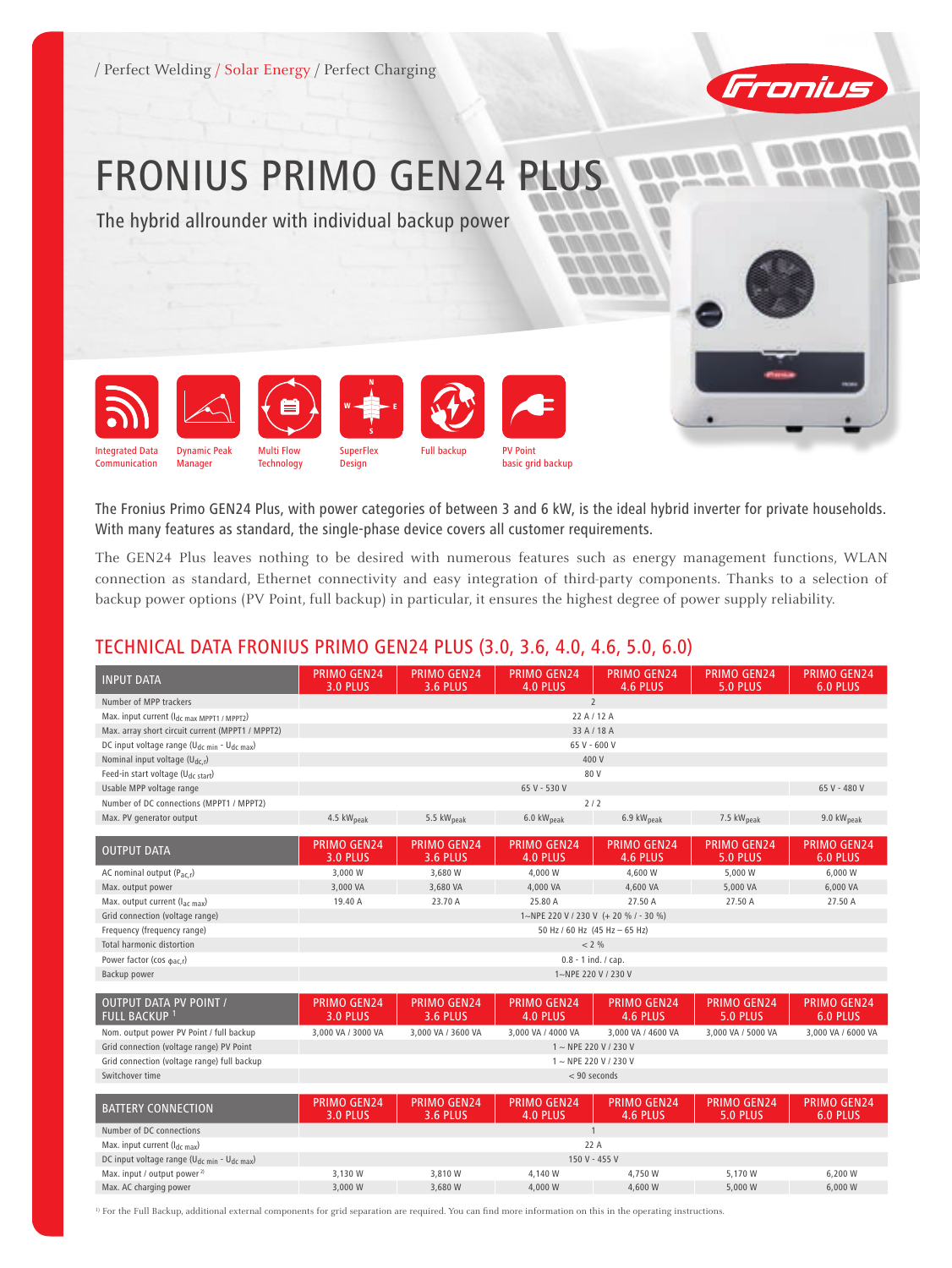/ Perfect Welding / Solar Energy / Perfect Charging

# FRONIUS PRIMO GEN24 PLUS

## The hybrid allrounder with individual backup power

Integrated Data Communication | Dynamic Peak Manager | Multi Flow Technology | SuperFlex Design | Full backup | PV Point basic grid backup

The Fronius Primo GEN24 Plus, with power categories of between 3 and 6 kW, is the ideal hybrid inverter for private households. With many features as standard, the single-phase device covers all customer requirements.

The GEN24 Plus leaves nothing to be desired with numerous features such as energy management functions, WLAN connection as standard, Ethernet connectivity and easy integration of third-party components. Thanks to a selection of backup power options (PV Point, full backup) in particular, it ensures the highest degree of power supply reliability.

## TECHNICAL DATA FRONIUS PRIMO GEN24 PLUS (3.0, 3.6, 4.0, 4.6, 5.0, 6.0)

| INPUT DATA | PRIMO GEN24 3.0 PLUS | PRIMO GEN24 3.6 PLUS | PRIMO GEN24 4.0 PLUS | PRIMO GEN24 4.6 PLUS | PRIMO GEN24 5.0 PLUS | PRIMO GEN24 6.0 PLUS |
|---|---|---|---|---|---|---|
| Number of MPP trackers | 2 | | | | | |
| Max. input current ($I_{dc\ max\ MPPT1\ /\ MPPT2}$) | 22 A / 12 A | | | | | |
| Max. array short circuit current (MPPT1 / MPPT2) | 33 A / 18 A | | | | | |
| DC input voltage range ($U_{dc\ min}$ - $U_{dc\ max}$) | 65 V - 600 V | | | | | |
| Nominal input voltage ($U_{dc,r}$) | 400 V | | | | | |
| Feed-in start voltage ($U_{dc\ start}$) | 80 V | | | | | |
| Usable MPP voltage range | 65 V - 530 V | | | | | 65 V - 480 V |
| Number of DC connections (MPPT1 / MPPT2) | 2 / 2 | | | | | |
| Max. PV generator output | 4.5 $kW_{peak}$ | 5.5 $kW_{peak}$ | 6.0 $kW_{peak}$ | 6.9 $kW_{peak}$ | 7.5 $kW_{peak}$ | 9.0 $kW_{peak}$ |

| OUTPUT DATA | PRIMO GEN24 3.0 PLUS | PRIMO GEN24 3.6 PLUS | PRIMO GEN24 4.0 PLUS | PRIMO GEN24 4.6 PLUS | PRIMO GEN24 5.0 PLUS | PRIMO GEN24 6.0 PLUS |
|---|---|---|---|---|---|---|
| AC nominal output ($P_{ac,r}$) | 3,000 W | 3,680 W | 4,000 W | 4,600 W | 5,000 W | 6,000 W |
| Max. output power | 3,000 VA | 3,680 VA | 4,000 VA | 4,600 VA | 5,000 VA | 6,000 VA |
| Max. output current ($I_{ac\ max}$) | 19.40 A | 23.70 A | 25.80 A | 27.50 A | 27.50 A | 27.50 A |
| Grid connection (voltage range) | 1~NPE 220 V / 230 V (+ 20 % / - 30 %) | | | | | |
| Frequency (frequency range) | 50 Hz / 60 Hz (45 Hz – 65 Hz) | | | | | |
| Total harmonic distortion | < 2 % | | | | | |
| Power factor (cos $\phi_{ac,r}$) | 0.8 - 1 ind. / cap. | | | | | |
| Backup power | 1~NPE 220 V / 230 V | | | | | |

| OUTPUT DATA PV POINT / FULL BACKUP [1] | PRIMO GEN24 3.0 PLUS | PRIMO GEN24 3.6 PLUS | PRIMO GEN24 4.0 PLUS | PRIMO GEN24 4.6 PLUS | PRIMO GEN24 5.0 PLUS | PRIMO GEN24 6.0 PLUS |
|---|---|---|---|---|---|---|
| Nom. output power PV Point / full backup | 3,000 VA / 3000 VA | 3,000 VA / 3600 VA | 3,000 VA / 4000 VA | 3,000 VA / 4600 VA | 3,000 VA / 5000 VA | 3,000 VA / 6000 VA |
| Grid connection (voltage range) PV Point | 1 ~ NPE 220 V / 230 V | | | | | |
| Grid connection (voltage range) full backup | 1 ~ NPE 220 V / 230 V | | | | | |
| Switchover time | < 90 seconds | | | | | |

| BATTERY CONNECTION | PRIMO GEN24 3.0 PLUS | PRIMO GEN24 3.6 PLUS | PRIMO GEN24 4.0 PLUS | PRIMO GEN24 4.6 PLUS | PRIMO GEN24 5.0 PLUS | PRIMO GEN24 6.0 PLUS |
|---|---|---|---|---|---|---|
| Number of DC connections | 1 | | | | | |
| Max. input current ($I_{dc\ max}$) | 22 A | | | | | |
| DC input voltage range ($U_{dc\ min}$ - $U_{dc\ max}$) | 150 V - 455 V | | | | | |
| Max. input / output power [2] | 3,130 W | 3,810 W | 4,140 W | 4,750 W | 5,170 W | 6,200 W |
| Max. AC charging power | 3,000 W | 3,680 W | 4,000 W | 4,600 W | 5,000 W | 6,000 W |

[1] For the Full Backup, additional external components for grid separation are required. You can find more information on this in the operating instructions.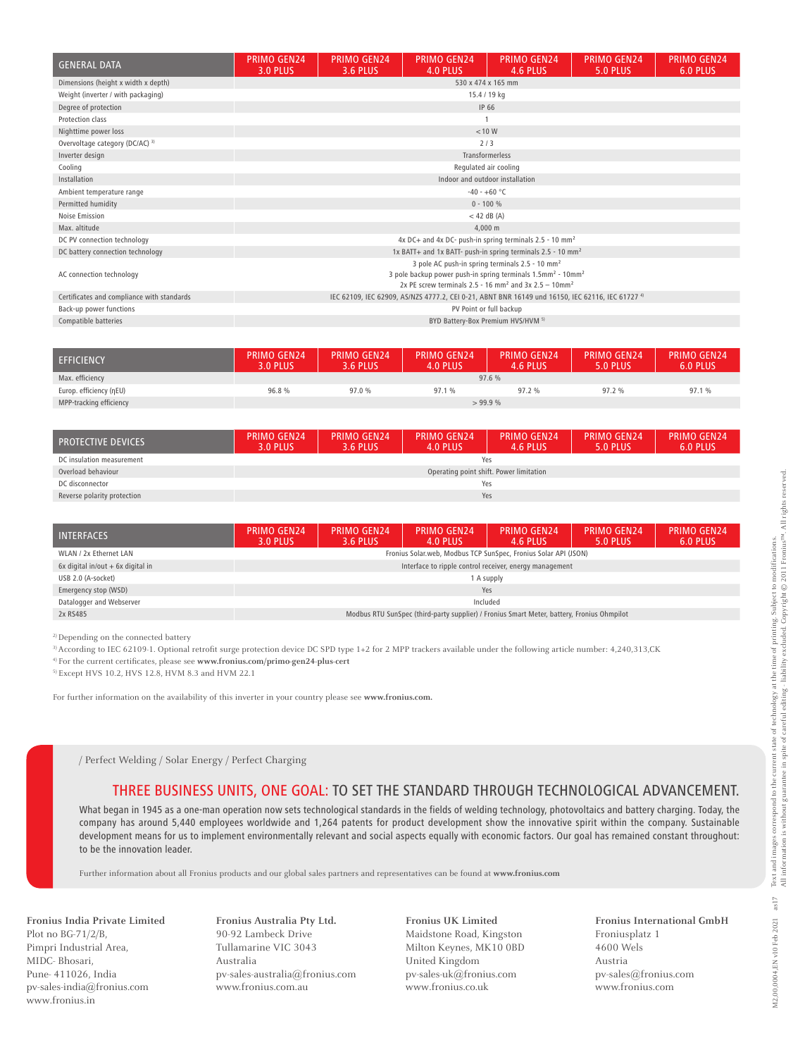| GENERAL DATA | PRIMO GEN24 3.0 PLUS | PRIMO GEN24 3.6 PLUS | PRIMO GEN24 4.0 PLUS | PRIMO GEN24 4.6 PLUS | PRIMO GEN24 5.0 PLUS | PRIMO GEN24 6.0 PLUS |
|---|---|---|---|---|---|---|
| Dimensions (height x width x depth) | 530 x 474 x 165 mm | | | | | |
| Weight (inverter / with packaging) | 15.4 / 19 kg | | | | | |
| Degree of protection | IP 66 | | | | | |
| Protection class | 1 | | | | | |
| Nighttime power loss | < 10 W | | | | | |
| Overvoltage category (DC/AC) [3] | 2 / 3 | | | | | |
| Inverter design | Transformerless | | | | | |
| Cooling | Regulated air cooling | | | | | |
| Installation | Indoor and outdoor installation | | | | | |
| Ambient temperature range | -40 - +60 °C | | | | | |
| Permitted humidity | 0 - 100 % | | | | | |
| Noise Emission | < 42 dB (A) | | | | | |
| Max. altitude | 4,000 m | | | | | |
| DC PV connection technology | 4x DC+ and 4x DC- push-in spring terminals 2.5 - 10 mm² | | | | | |
| DC battery connection technology | 1x BATT+ and 1x BATT- push-in spring terminals 2.5 - 10 mm² | | | | | |
| AC connection technology | 3 pole AC push-in spring terminals 2.5 - 10 mm²<br>3 pole backup power push-in spring terminals 1.5mm² - 10mm²<br>2x PE screw terminals 2.5 - 16 mm² and 3x 2.5 – 10mm² | | | | | |
| Certificates and compliance with standards | IEC 62109, IEC 62909, AS/NZS 4777.2, CEI 0-21, ABNT BNR 16149 und 16150, IEC 62116, IEC 61727 [4] | | | | | |
| Back-up power functions | PV Point or full backup | | | | | |
| Compatible batteries | BYD Battery-Box Premium HVS/HVM [5] | | | | | |

| EFFICIENCY | PRIMO GEN24 3.0 PLUS | PRIMO GEN24 3.6 PLUS | PRIMO GEN24 4.0 PLUS | PRIMO GEN24 4.6 PLUS | PRIMO GEN24 5.0 PLUS | PRIMO GEN24 6.0 PLUS |
|---|---|---|---|---|---|---|
| Max. efficiency | 97.6 % | | | | | |
| Europ. efficiency (ηEU) | 96.8 % | 97.0 % | 97.1 % | 97.2 % | 97.2 % | 97.1 % |
| MPP-tracking efficiency | > 99.9 % | | | | | |

| PROTECTIVE DEVICES | PRIMO GEN24 3.0 PLUS | PRIMO GEN24 3.6 PLUS | PRIMO GEN24 4.0 PLUS | PRIMO GEN24 4.6 PLUS | PRIMO GEN24 5.0 PLUS | PRIMO GEN24 6.0 PLUS |
|---|---|---|---|---|---|---|
| DC insulation measurement | Yes | | | | | |
| Overload behaviour | Operating point shift. Power limitation | | | | | |
| DC disconnector | Yes | | | | | |
| Reverse polarity protection | Yes | | | | | |

| INTERFACES | PRIMO GEN24 3.0 PLUS | PRIMO GEN24 3.6 PLUS | PRIMO GEN24 4.0 PLUS | PRIMO GEN24 4.6 PLUS | PRIMO GEN24 5.0 PLUS | PRIMO GEN24 6.0 PLUS |
|---|---|---|---|---|---|---|
| WLAN / 2x Ethernet LAN | Fronius Solar.web, Modbus TCP SunSpec, Fronius Solar API (JSON) | | | | | |
| 6x digital in/out + 6x digital in | Interface to ripple control receiver, energy management | | | | | |
| USB 2.0 (A-socket) | 1 A supply | | | | | |
| Emergency stop (WSD) | Yes | | | | | |
| Datalogger and Webserver | Included | | | | | |
| 2x RS485 | Modbus RTU SunSpec (third-party supplier) / Fronius Smart Meter, battery, Fronius Ohmpilot | | | | | |

[2] Depending on the connected battery

[3] According to IEC 62109-1. Optional retrofit surge protection device DC SPD type 1+2 for 2 MPP trackers available under the following article number: 4,240,313,CK

[4] For the current certificates, please see **www.fronius.com/primo-gen24-plus-cert**

[5] Except HVS 10.2, HVS 12.8, HVM 8.3 and HVM 22.1

For further information on the availability of this inverter in your country please see **www.fronius.com.**

/ Perfect Welding / Solar Energy / Perfect Charging

## THREE BUSINESS UNITS, ONE GOAL: TO SET THE STANDARD THROUGH TECHNOLOGICAL ADVANCEMENT.

What began in 1945 as a one-man operation now sets technological standards in the fields of welding technology, photovoltaics and battery charging. Today, the company has around 5,440 employees worldwide and 1,264 patents for product development show the innovative spirit within the company. Sustainable development means for us to implement environmentally relevant and social aspects equally with economic factors. Our goal has remained constant throughout: to be the innovation leader.

Further information about all Fronius products and our global sales partners and representatives can be found at **www.fronius.com**

**Fronius India Private Limited**
Plot no BG-71/2/B,
Pimpri Industrial Area,
MIDC- Bhosari,
Pune- 411026, India
pv-sales-india@fronius.com
www.fronius.in

**Fronius Australia Pty Ltd.**
90-92 Lambeck Drive
Tullamarine VIC 3043
Australia
pv-sales-australia@fronius.com
www.fronius.com.au

**Fronius UK Limited**
Maidstone Road, Kingston
Milton Keynes, MK10 0BD
United Kingdom
pv-sales-uk@fronius.com
www.fronius.co.uk

**Fronius International GmbH**
Froniusplatz 1
4600 Wels
Austria
pv-sales@fronius.com
www.fronius.com

Text and images correspond to the current state of technology at the time of printing. Subject to modifications. All information is without guarantee in spite of careful editing - liability excluded. Copyright © 2011 Fronius™. All rights reserved.

M2,00,0004,EN v10 Feb 2021 as17